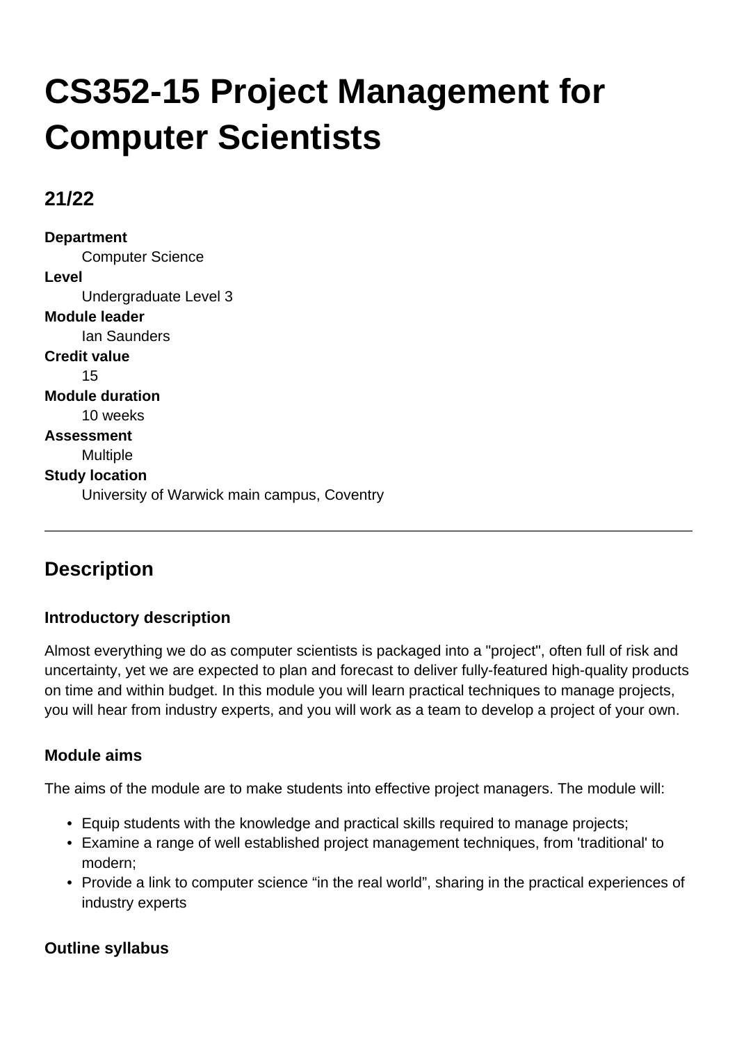# CS352-15 Project Management for Computer Scientists

## 21/22

**Department**
Computer Science

**Level**
Undergraduate Level 3

**Module leader**
Ian Saunders

**Credit value**
15

**Module duration**
10 weeks

**Assessment**
Multiple

**Study location**
University of Warwick main campus, Coventry

---

## Description

### Introductory description

Almost everything we do as computer scientists is packaged into a "project", often full of risk and uncertainty, yet we are expected to plan and forecast to deliver fully-featured high-quality products on time and within budget. In this module you will learn practical techniques to manage projects, you will hear from industry experts, and you will work as a team to develop a project of your own.

### Module aims

The aims of the module are to make students into effective project managers. The module will:

- Equip students with the knowledge and practical skills required to manage projects;
- Examine a range of well established project management techniques, from 'traditional' to modern;
- Provide a link to computer science "in the real world", sharing in the practical experiences of industry experts

### Outline syllabus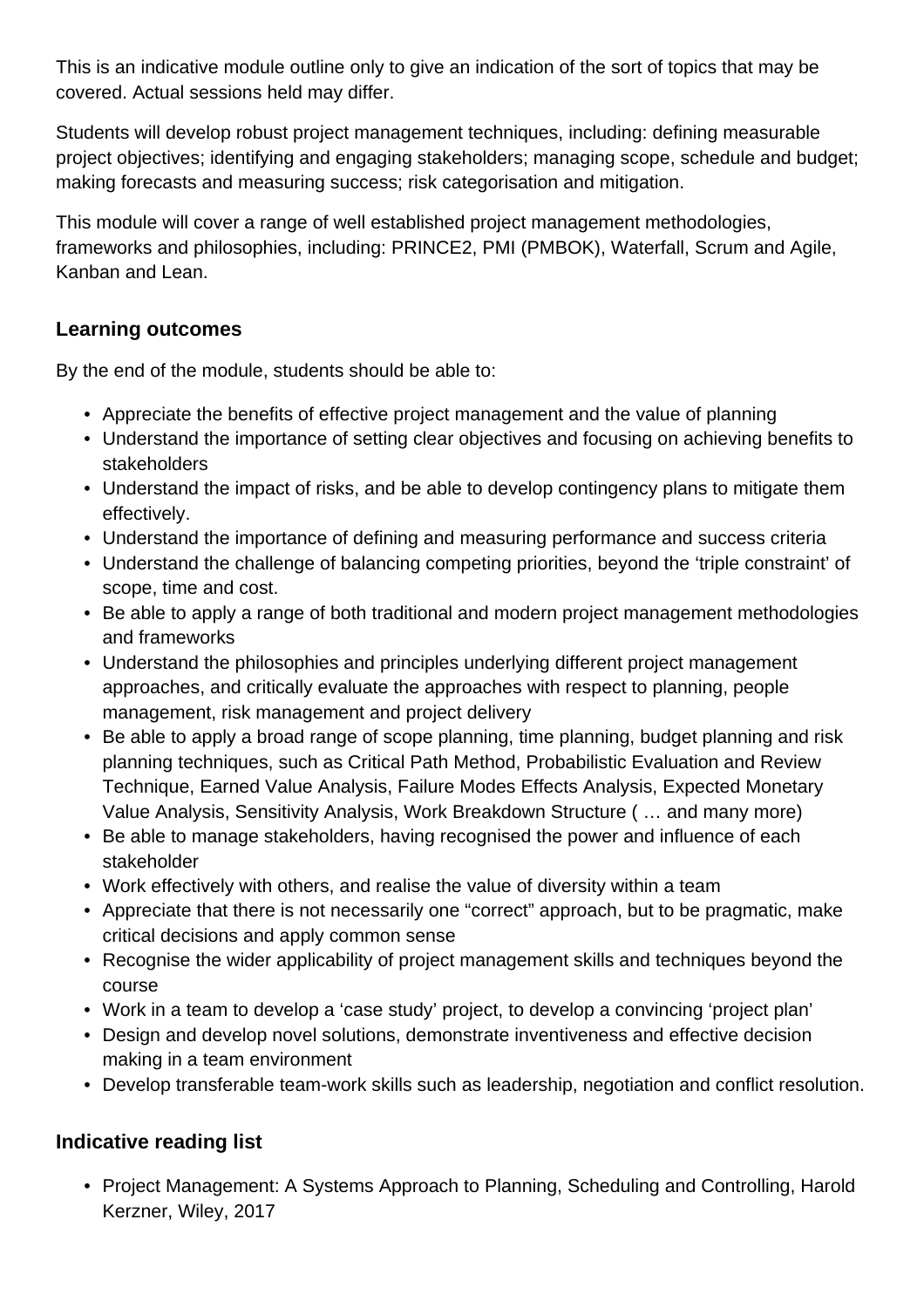This is an indicative module outline only to give an indication of the sort of topics that may be covered. Actual sessions held may differ.

Students will develop robust project management techniques, including: defining measurable project objectives; identifying and engaging stakeholders; managing scope, schedule and budget; making forecasts and measuring success; risk categorisation and mitigation.

This module will cover a range of well established project management methodologies, frameworks and philosophies, including: PRINCE2, PMI (PMBOK), Waterfall, Scrum and Agile, Kanban and Lean.

### Learning outcomes

By the end of the module, students should be able to:

- Appreciate the benefits of effective project management and the value of planning
- Understand the importance of setting clear objectives and focusing on achieving benefits to stakeholders
- Understand the impact of risks, and be able to develop contingency plans to mitigate them effectively.
- Understand the importance of defining and measuring performance and success criteria
- Understand the challenge of balancing competing priorities, beyond the 'triple constraint' of scope, time and cost.
- Be able to apply a range of both traditional and modern project management methodologies and frameworks
- Understand the philosophies and principles underlying different project management approaches, and critically evaluate the approaches with respect to planning, people management, risk management and project delivery
- Be able to apply a broad range of scope planning, time planning, budget planning and risk planning techniques, such as Critical Path Method, Probabilistic Evaluation and Review Technique, Earned Value Analysis, Failure Modes Effects Analysis, Expected Monetary Value Analysis, Sensitivity Analysis, Work Breakdown Structure ( … and many more)
- Be able to manage stakeholders, having recognised the power and influence of each stakeholder
- Work effectively with others, and realise the value of diversity within a team
- Appreciate that there is not necessarily one "correct" approach, but to be pragmatic, make critical decisions and apply common sense
- Recognise the wider applicability of project management skills and techniques beyond the course
- Work in a team to develop a 'case study' project, to develop a convincing 'project plan'
- Design and develop novel solutions, demonstrate inventiveness and effective decision making in a team environment
- Develop transferable team-work skills such as leadership, negotiation and conflict resolution.

### Indicative reading list

- Project Management: A Systems Approach to Planning, Scheduling and Controlling, Harold Kerzner, Wiley, 2017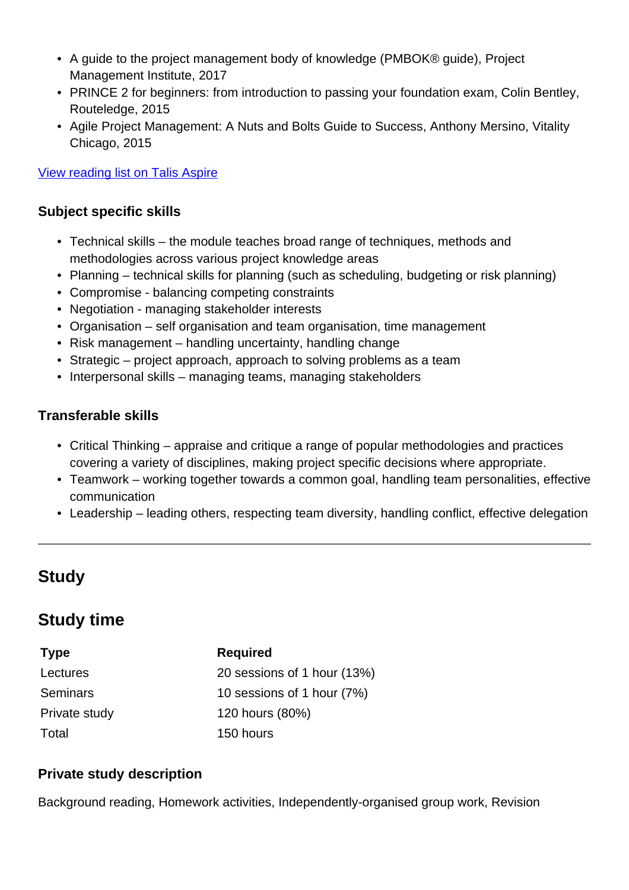- A guide to the project management body of knowledge (PMBOK® guide), Project Management Institute, 2017
- PRINCE 2 for beginners: from introduction to passing your foundation exam, Colin Bentley, Routeledge, 2015
- Agile Project Management: A Nuts and Bolts Guide to Success, Anthony Mersino, Vitality Chicago, 2015

View reading list on Talis Aspire

### Subject specific skills

- Technical skills – the module teaches broad range of techniques, methods and methodologies across various project knowledge areas
- Planning – technical skills for planning (such as scheduling, budgeting or risk planning)
- Compromise - balancing competing constraints
- Negotiation - managing stakeholder interests
- Organisation – self organisation and team organisation, time management
- Risk management – handling uncertainty, handling change
- Strategic – project approach, approach to solving problems as a team
- Interpersonal skills – managing teams, managing stakeholders

### Transferable skills

- Critical Thinking – appraise and critique a range of popular methodologies and practices covering a variety of disciplines, making project specific decisions where appropriate.
- Teamwork – working together towards a common goal, handling team personalities, effective communication
- Leadership – leading others, respecting team diversity, handling conflict, effective delegation

---

## Study

## Study time

| Type | Required |
| --- | --- |
| Lectures | 20 sessions of 1 hour (13%) |
| Seminars | 10 sessions of 1 hour (7%) |
| Private study | 120 hours (80%) |
| Total | 150 hours |

### Private study description

Background reading, Homework activities, Independently-organised group work, Revision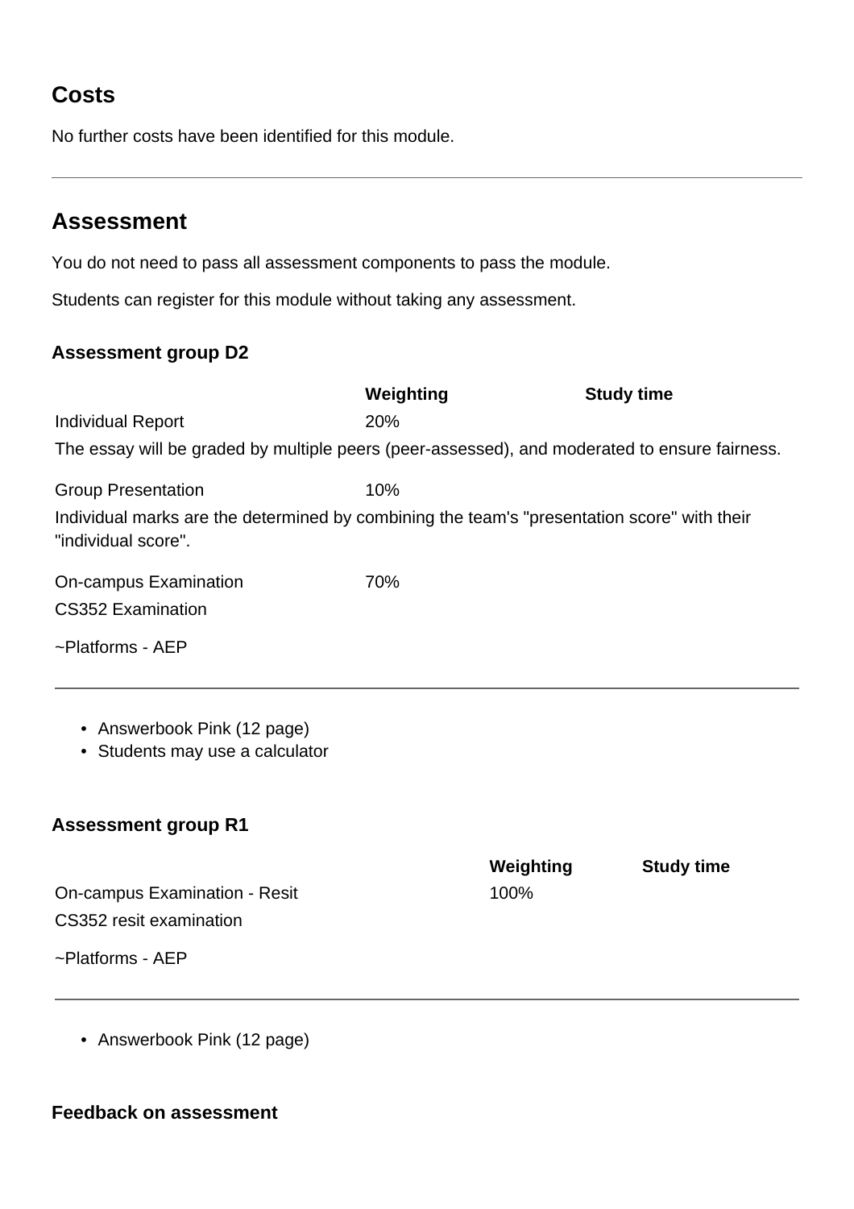## Costs

No further costs have been identified for this module.

---

## Assessment

You do not need to pass all assessment components to pass the module.

Students can register for this module without taking any assessment.

### Assessment group D2

| | Weighting | Study time |
|---|---|---|
| Individual Report | 20% | |
| The essay will be graded by multiple peers (peer-assessed), and moderated to ensure fairness. | | |
| Group Presentation | 10% | |
| Individual marks are the determined by combining the team's "presentation score" with their "individual score". | | |
| On-campus Examination | 70% | |
| CS352 Examination | | |
| ~Platforms - AEP | | |

- Answerbook Pink (12 page)
- Students may use a calculator

### Assessment group R1

| | Weighting | Study time |
|---|---|---|
| On-campus Examination - Resit | 100% | |
| CS352 resit examination | | |
| ~Platforms - AEP | | |

- Answerbook Pink (12 page)

### Feedback on assessment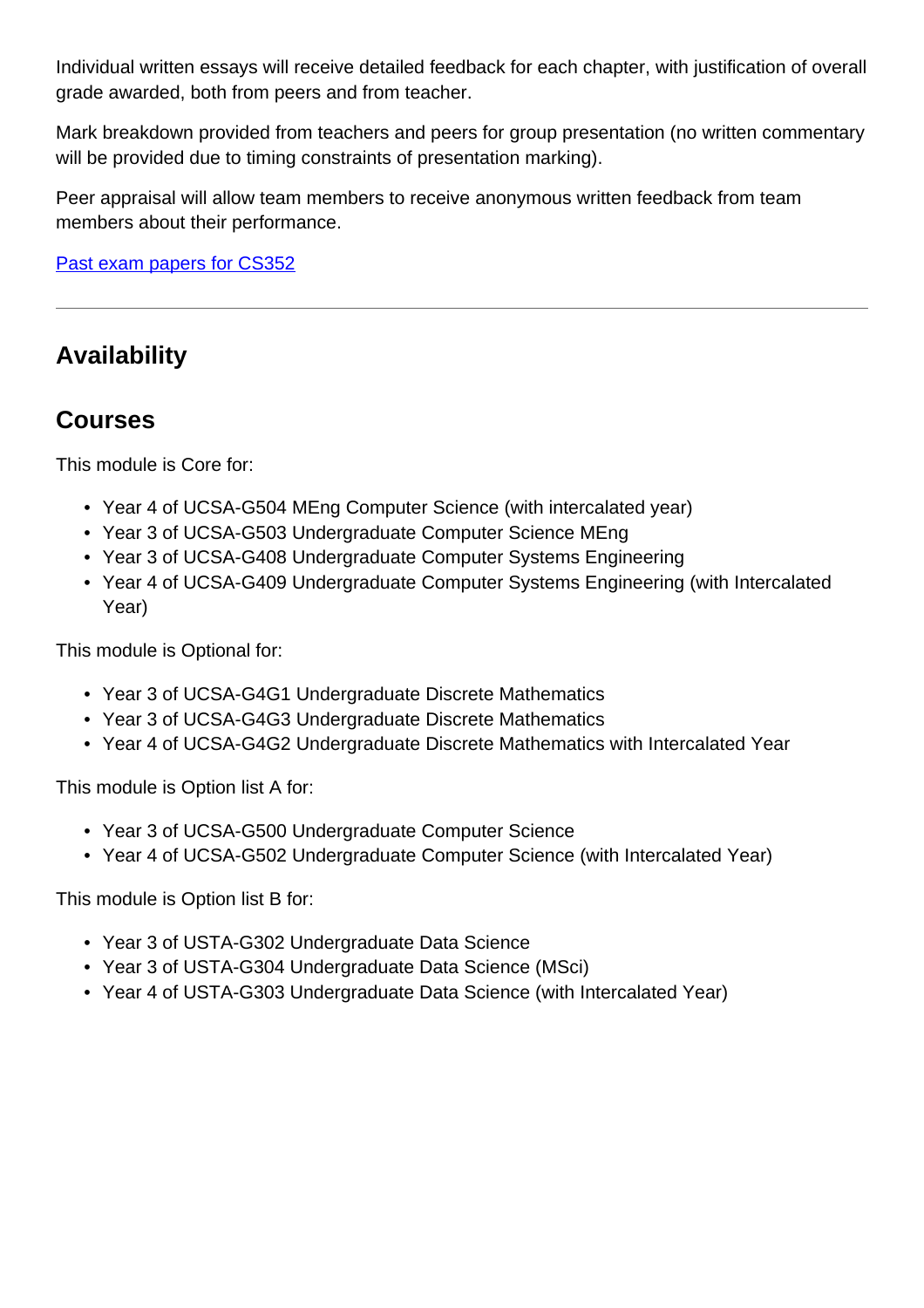Individual written essays will receive detailed feedback for each chapter, with justification of overall grade awarded, both from peers and from teacher.

Mark breakdown provided from teachers and peers for group presentation (no written commentary will be provided due to timing constraints of presentation marking).

Peer appraisal will allow team members to receive anonymous written feedback from team members about their performance.

[Past exam papers for CS352]

---

## Availability

## Courses

This module is Core for:

- Year 4 of UCSA-G504 MEng Computer Science (with intercalated year)
- Year 3 of UCSA-G503 Undergraduate Computer Science MEng
- Year 3 of UCSA-G408 Undergraduate Computer Systems Engineering
- Year 4 of UCSA-G409 Undergraduate Computer Systems Engineering (with Intercalated Year)

This module is Optional for:

- Year 3 of UCSA-G4G1 Undergraduate Discrete Mathematics
- Year 3 of UCSA-G4G3 Undergraduate Discrete Mathematics
- Year 4 of UCSA-G4G2 Undergraduate Discrete Mathematics with Intercalated Year

This module is Option list A for:

- Year 3 of UCSA-G500 Undergraduate Computer Science
- Year 4 of UCSA-G502 Undergraduate Computer Science (with Intercalated Year)

This module is Option list B for:

- Year 3 of USTA-G302 Undergraduate Data Science
- Year 3 of USTA-G304 Undergraduate Data Science (MSci)
- Year 4 of USTA-G303 Undergraduate Data Science (with Intercalated Year)